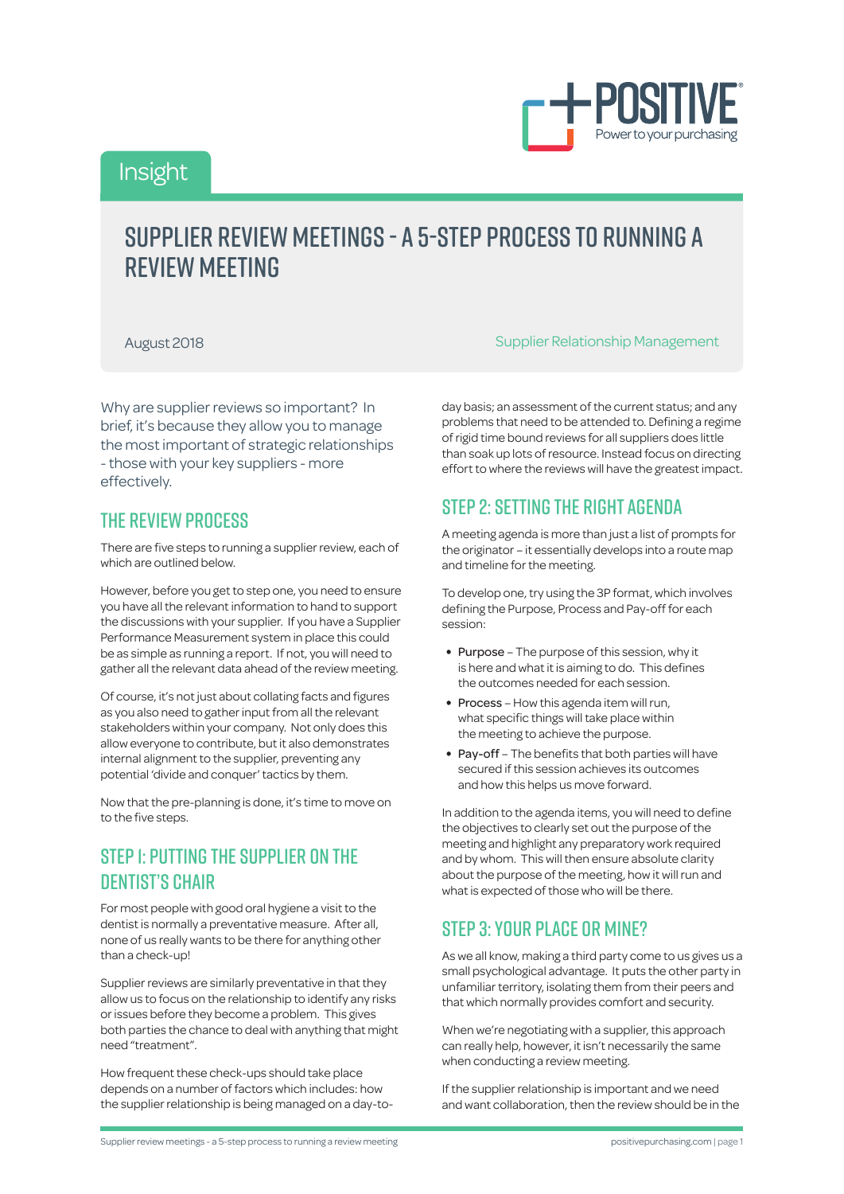Insight

# SUPPLIER REVIEW MEETINGS - A 5-STEP PROCESS TO RUNNING A REVIEW MEETING

August 2018

Supplier Relationship Management

Why are supplier reviews so important? In brief, it's because they allow you to manage the most important of strategic relationships - those with your key suppliers - more effectively.

## THE REVIEW PROCESS

There are five steps to running a supplier review, each of which are outlined below.

However, before you get to step one, you need to ensure you have all the relevant information to hand to support the discussions with your supplier. If you have a Supplier Performance Measurement system in place this could be as simple as running a report. If not, you will need to gather all the relevant data ahead of the review meeting.

Of course, it's not just about collating facts and figures as you also need to gather input from all the relevant stakeholders within your company. Not only does this allow everyone to contribute, but it also demonstrates internal alignment to the supplier, preventing any potential 'divide and conquer' tactics by them.

Now that the pre-planning is done, it's time to move on to the five steps.

## STEP 1: PUTTING THE SUPPLIER ON THE DENTIST'S CHAIR

For most people with good oral hygiene a visit to the dentist is normally a preventative measure. After all, none of us really wants to be there for anything other than a check-up!

Supplier reviews are similarly preventative in that they allow us to focus on the relationship to identify any risks or issues before they become a problem. This gives both parties the chance to deal with anything that might need "treatment".

How frequent these check-ups should take place depends on a number of factors which includes: how the supplier relationship is being managed on a day-to-day basis; an assessment of the current status; and any problems that need to be attended to. Defining a regime of rigid time bound reviews for all suppliers does little than soak up lots of resource. Instead focus on directing effort to where the reviews will have the greatest impact.

## STEP 2: SETTING THE RIGHT AGENDA

A meeting agenda is more than just a list of prompts for the originator – it essentially develops into a route map and timeline for the meeting.

To develop one, try using the 3P format, which involves defining the Purpose, Process and Pay-off for each session:

- Purpose – The purpose of this session, why it is here and what it is aiming to do. This defines the outcomes needed for each session.
- Process – How this agenda item will run, what specific things will take place within the meeting to achieve the purpose.
- Pay-off – The benefits that both parties will have secured if this session achieves its outcomes and how this helps us move forward.

In addition to the agenda items, you will need to define the objectives to clearly set out the purpose of the meeting and highlight any preparatory work required and by whom. This will then ensure absolute clarity about the purpose of the meeting, how it will run and what is expected of those who will be there.

## STEP 3: YOUR PLACE OR MINE?

As we all know, making a third party come to us gives us a small psychological advantage. It puts the other party in unfamiliar territory, isolating them from their peers and that which normally provides comfort and security.

When we're negotiating with a supplier, this approach can really help, however, it isn't necessarily the same when conducting a review meeting.

If the supplier relationship is important and we need and want collaboration, then the review should be in the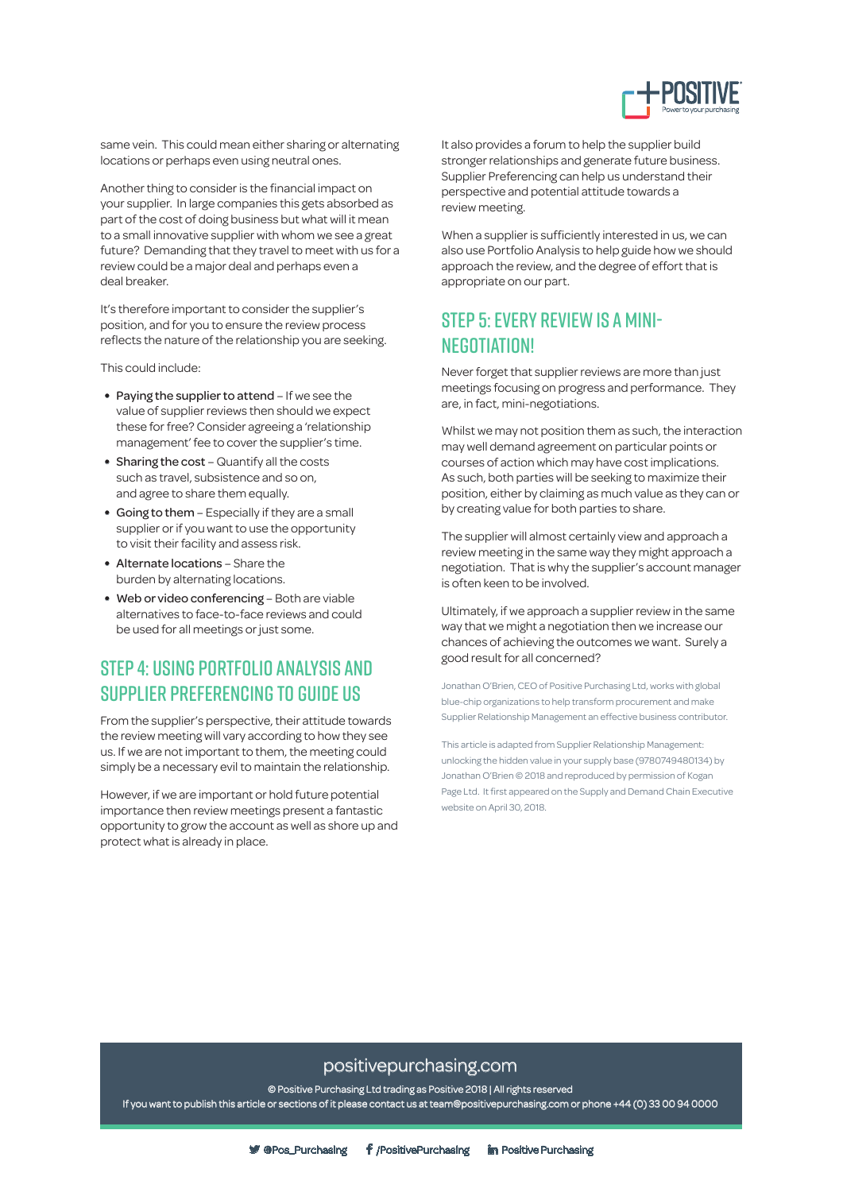same vein. This could mean either sharing or alternating locations or perhaps even using neutral ones.

Another thing to consider is the financial impact on your supplier. In large companies this gets absorbed as part of the cost of doing business but what will it mean to a small innovative supplier with whom we see a great future? Demanding that they travel to meet with us for a review could be a major deal and perhaps even a deal breaker.

It's therefore important to consider the supplier's position, and for you to ensure the review process reflects the nature of the relationship you are seeking.

This could include:

- Paying the supplier to attend – If we see the value of supplier reviews then should we expect these for free? Consider agreeing a 'relationship management' fee to cover the supplier's time.
- Sharing the cost – Quantify all the costs such as travel, subsistence and so on, and agree to share them equally.
- Going to them – Especially if they are a small supplier or if you want to use the opportunity to visit their facility and assess risk.
- Alternate locations – Share the burden by alternating locations.
- Web or video conferencing – Both are viable alternatives to face-to-face reviews and could be used for all meetings or just some.

## STEP 4: USING PORTFOLIO ANALYSIS AND SUPPLIER PREFERENCING TO GUIDE US

From the supplier's perspective, their attitude towards the review meeting will vary according to how they see us. If we are not important to them, the meeting could simply be a necessary evil to maintain the relationship.

However, if we are important or hold future potential importance then review meetings present a fantastic opportunity to grow the account as well as shore up and protect what is already in place.

It also provides a forum to help the supplier build stronger relationships and generate future business. Supplier Preferencing can help us understand their perspective and potential attitude towards a review meeting.

When a supplier is sufficiently interested in us, we can also use Portfolio Analysis to help guide how we should approach the review, and the degree of effort that is appropriate on our part.

## STEP 5: EVERY REVIEW IS A MINI-NEGOTIATION!

Never forget that supplier reviews are more than just meetings focusing on progress and performance. They are, in fact, mini-negotiations.

Whilst we may not position them as such, the interaction may well demand agreement on particular points or courses of action which may have cost implications. As such, both parties will be seeking to maximize their position, either by claiming as much value as they can or by creating value for both parties to share.

The supplier will almost certainly view and approach a review meeting in the same way they might approach a negotiation. That is why the supplier's account manager is often keen to be involved.

Ultimately, if we approach a supplier review in the same way that we might a negotiation then we increase our chances of achieving the outcomes we want. Surely a good result for all concerned?

Jonathan O'Brien, CEO of Positive Purchasing Ltd, works with global blue-chip organizations to help transform procurement and make Supplier Relationship Management an effective business contributor.

This article is adapted from Supplier Relationship Management: unlocking the hidden value in your supply base (9780749480134) by Jonathan O'Brien © 2018 and reproduced by permission of Kogan Page Ltd. It first appeared on the Supply and Demand Chain Executive website on April 30, 2018.

positivepurchasing.com

© Positive Purchasing Ltd trading as Positive 2018 | All rights reserved

If you want to publish this article or sections of it please contact us at team@positivepurchasing.com or phone +44 (0) 33 00 94 0000

@Pos_Purchasing /PositivePurchasing Positive Purchasing